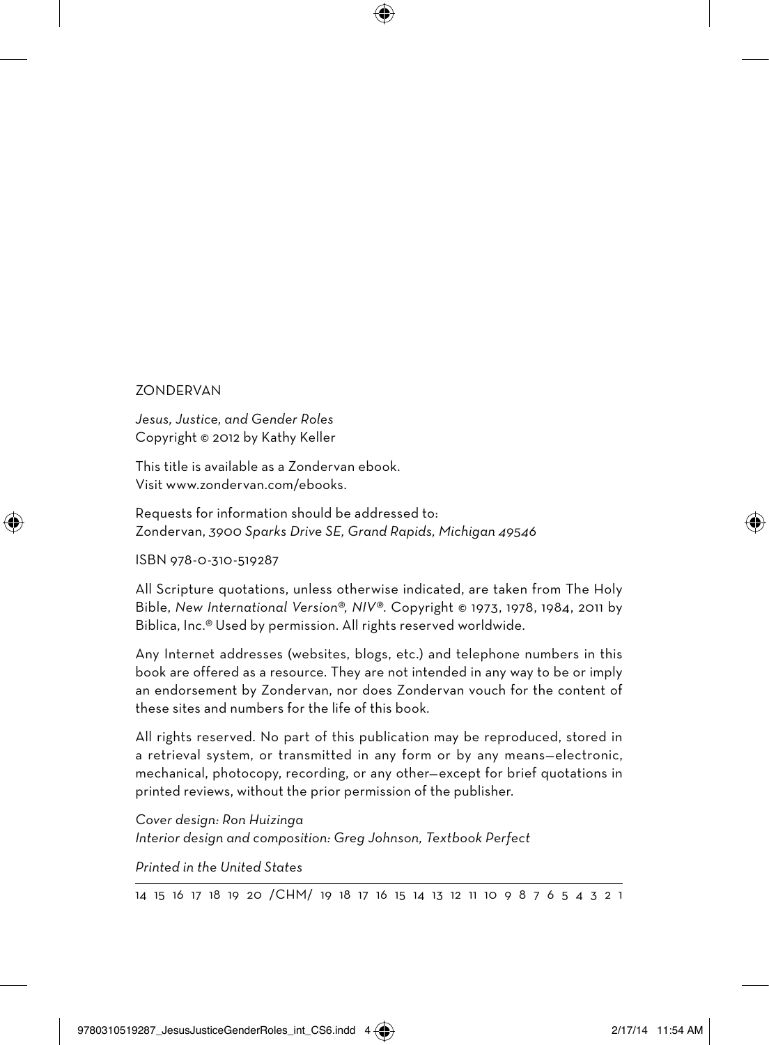ZONDERVAN

*Jesus, Justice, and Gender Roles*
Copyright © 2012 by Kathy Keller

This title is available as a Zondervan ebook.
Visit www.zondervan.com/ebooks.

Requests for information should be addressed to:
Zondervan, *3900 Sparks Drive SE, Grand Rapids, Michigan 49546*

ISBN 978-0-310-519287

All Scripture quotations, unless otherwise indicated, are taken from The Holy Bible, *New International Version®, NIV®*. Copyright © 1973, 1978, 1984, 2011 by Biblica, Inc.® Used by permission. All rights reserved worldwide.

Any Internet addresses (websites, blogs, etc.) and telephone numbers in this book are offered as a resource. They are not intended in any way to be or imply an endorsement by Zondervan, nor does Zondervan vouch for the content of these sites and numbers for the life of this book.

All rights reserved. No part of this publication may be reproduced, stored in a retrieval system, or transmitted in any form or by any means—electronic, mechanical, photocopy, recording, or any other—except for brief quotations in printed reviews, without the prior permission of the publisher.

*Cover design: Ron Huizinga*
*Interior design and composition: Greg Johnson, Textbook Perfect*

*Printed in the United States*

14 15 16 17 18 19 20 /CHM/ 19 18 17 16 15 14 13 12 11 10 9 8 7 6 5 4 3 2 1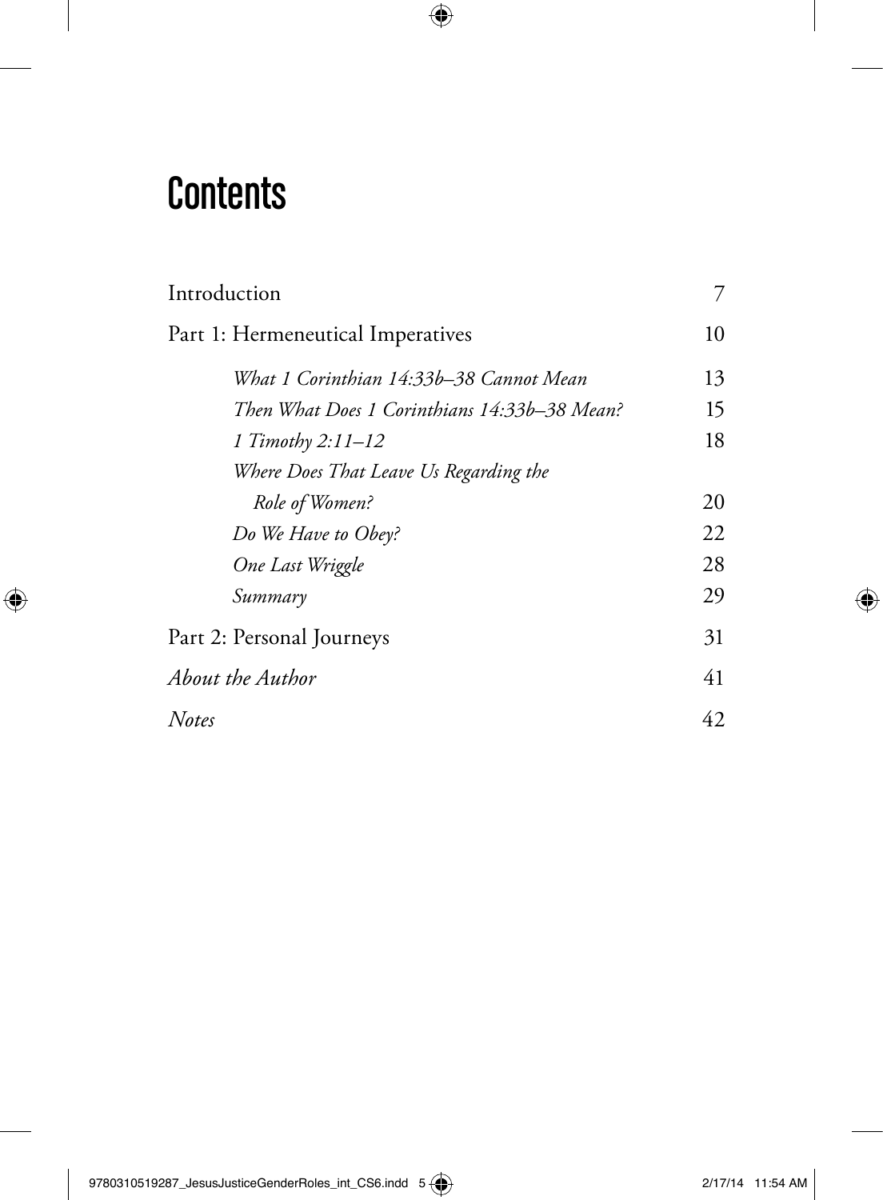# Contents

| | |
|---|---|
| Introduction | 7 |
| Part 1: Hermeneutical Imperatives | 10 |
| *What 1 Corinthian 14:33b–38 Cannot Mean* | 13 |
| *Then What Does 1 Corinthians 14:33b–38 Mean?* | 15 |
| *1 Timothy 2:11–12* | 18 |
| *Where Does That Leave Us Regarding the Role of Women?* | 20 |
| *Do We Have to Obey?* | 22 |
| *One Last Wriggle* | 28 |
| *Summary* | 29 |
| Part 2: Personal Journeys | 31 |
| *About the Author* | 41 |
| *Notes* | 42 |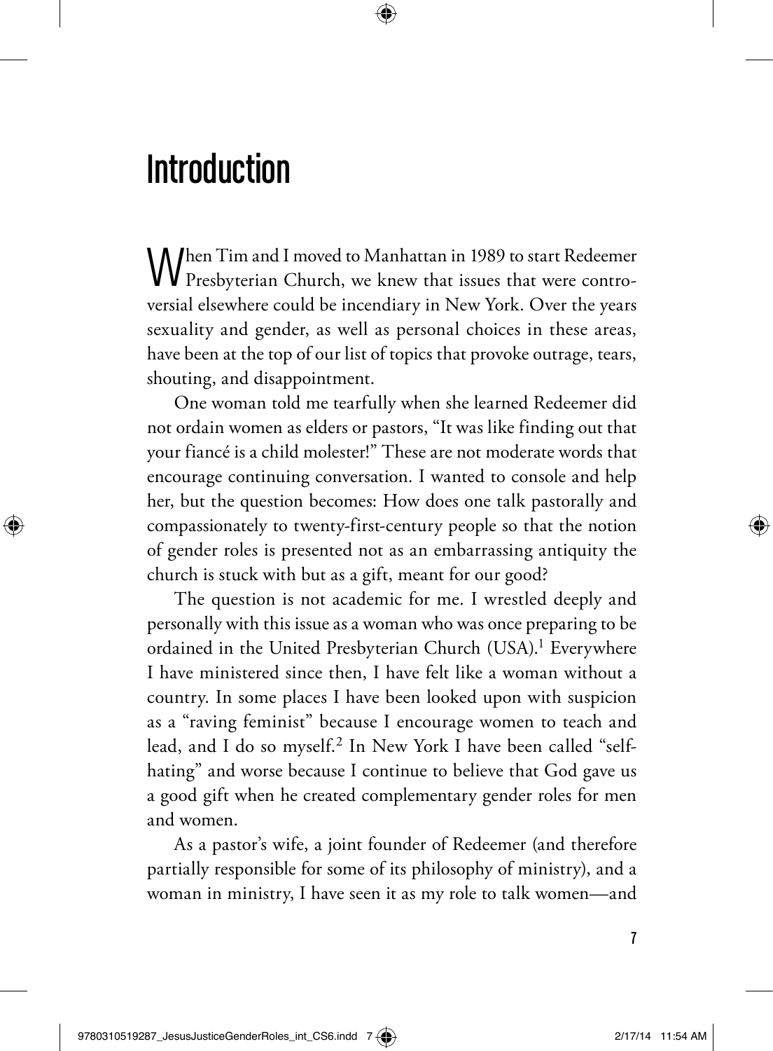# Introduction

When Tim and I moved to Manhattan in 1989 to start Redeemer Presbyterian Church, we knew that issues that were controversial elsewhere could be incendiary in New York. Over the years sexuality and gender, as well as personal choices in these areas, have been at the top of our list of topics that provoke outrage, tears, shouting, and disappointment.

One woman told me tearfully when she learned Redeemer did not ordain women as elders or pastors, "It was like finding out that your fiancé is a child molester!" These are not moderate words that encourage continuing conversation. I wanted to console and help her, but the question becomes: How does one talk pastorally and compassionately to twenty-first-century people so that the notion of gender roles is presented not as an embarrassing antiquity the church is stuck with but as a gift, meant for our good?

The question is not academic for me. I wrestled deeply and personally with this issue as a woman who was once preparing to be ordained in the United Presbyterian Church (USA).[1] Everywhere I have ministered since then, I have felt like a woman without a country. In some places I have been looked upon with suspicion as a "raving feminist" because I encourage women to teach and lead, and I do so myself.[2] In New York I have been called "self-hating" and worse because I continue to believe that God gave us a good gift when he created complementary gender roles for men and women.

As a pastor's wife, a joint founder of Redeemer (and therefore partially responsible for some of its philosophy of ministry), and a woman in ministry, I have seen it as my role to talk women—and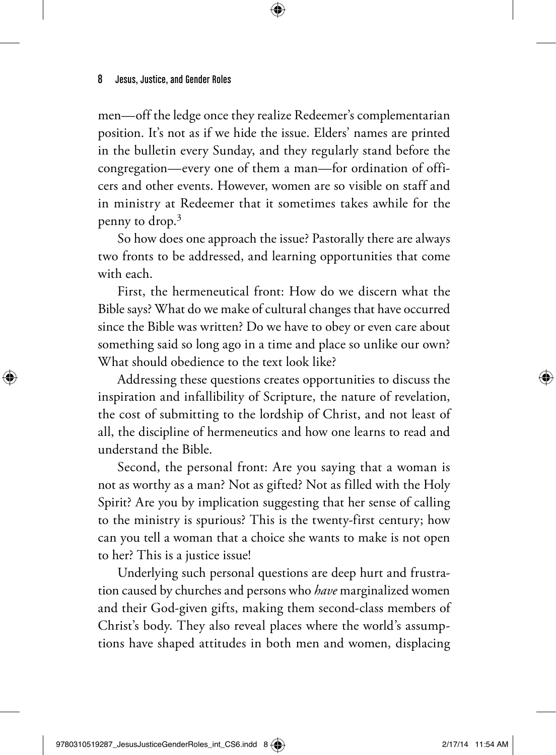men—off the ledge once they realize Redeemer's complementarian position. It's not as if we hide the issue. Elders' names are printed in the bulletin every Sunday, and they regularly stand before the congregation—every one of them a man—for ordination of officers and other events. However, women are so visible on staff and in ministry at Redeemer that it sometimes takes awhile for the penny to drop.[3]

So how does one approach the issue? Pastorally there are always two fronts to be addressed, and learning opportunities that come with each.

First, the hermeneutical front: How do we discern what the Bible says? What do we make of cultural changes that have occurred since the Bible was written? Do we have to obey or even care about something said so long ago in a time and place so unlike our own? What should obedience to the text look like?

Addressing these questions creates opportunities to discuss the inspiration and infallibility of Scripture, the nature of revelation, the cost of submitting to the lordship of Christ, and not least of all, the discipline of hermeneutics and how one learns to read and understand the Bible.

Second, the personal front: Are you saying that a woman is not as worthy as a man? Not as gifted? Not as filled with the Holy Spirit? Are you by implication suggesting that her sense of calling to the ministry is spurious? This is the twenty-first century; how can you tell a woman that a choice she wants to make is not open to her? This is a justice issue!

Underlying such personal questions are deep hurt and frustration caused by churches and persons who *have* marginalized women and their God-given gifts, making them second-class members of Christ's body. They also reveal places where the world's assumptions have shaped attitudes in both men and women, displacing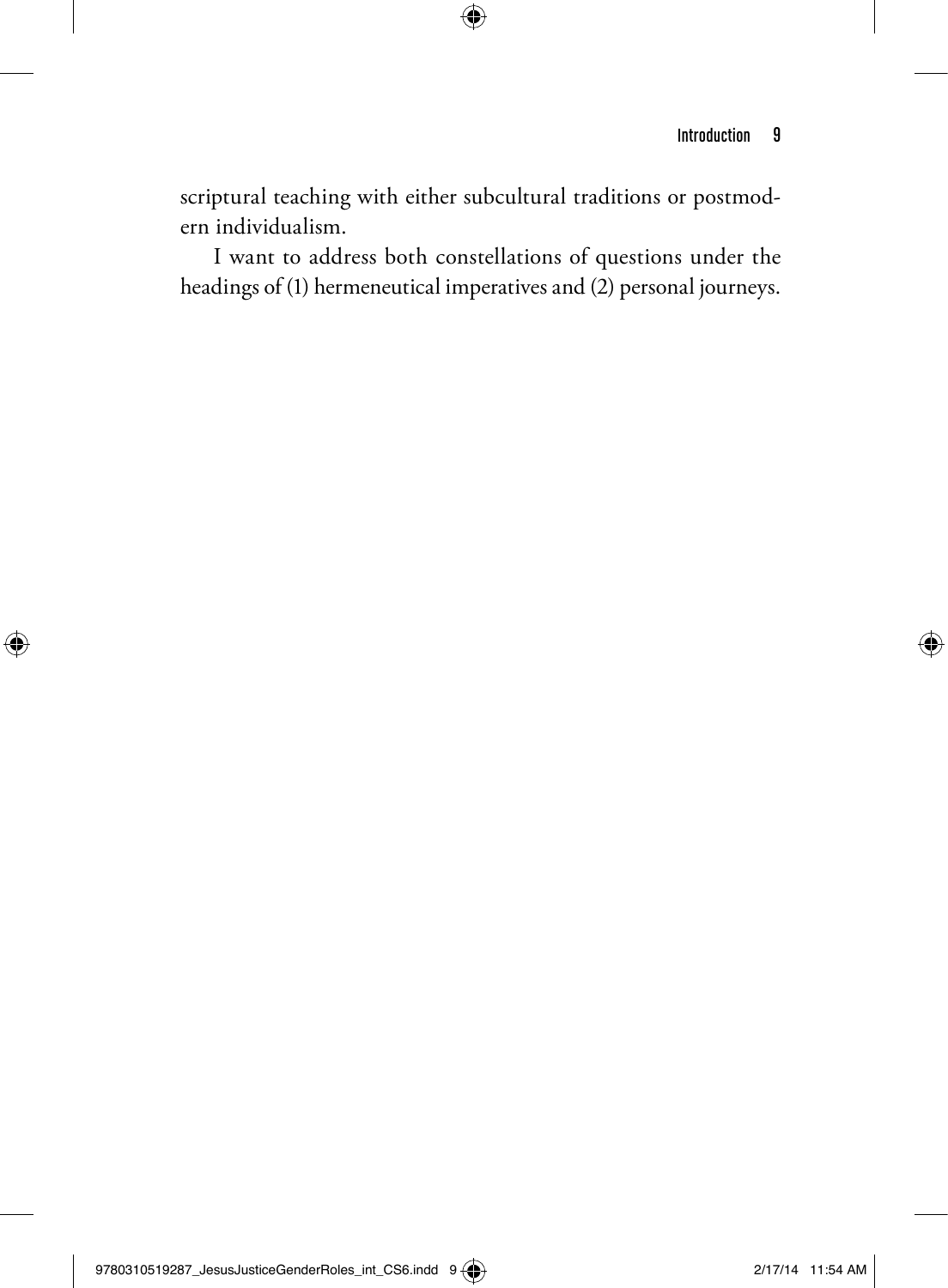scriptural teaching with either subcultural traditions or postmodern individualism.

I want to address both constellations of questions under the headings of (1) hermeneutical imperatives and (2) personal journeys.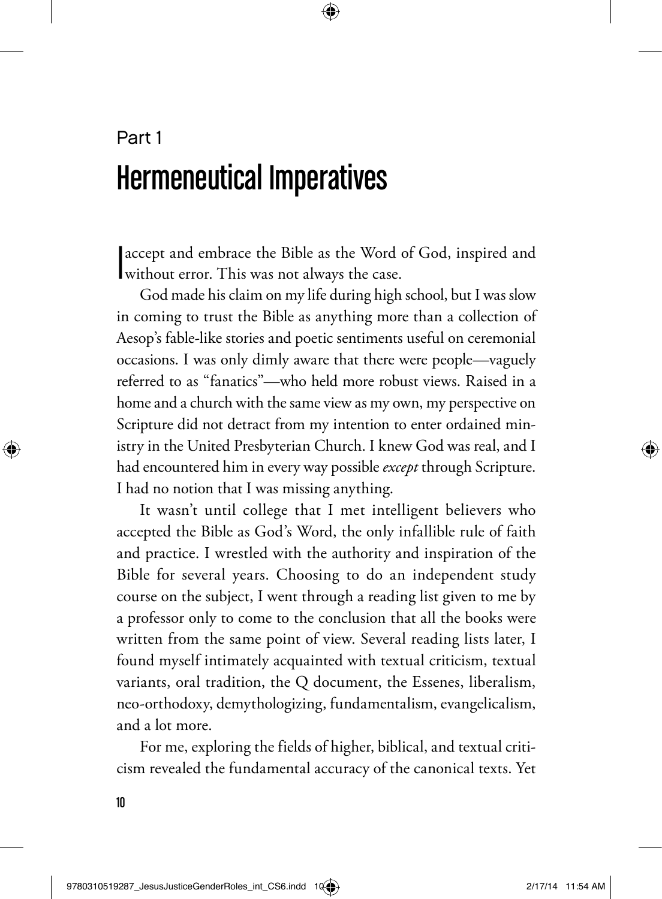Part 1

# Hermeneutical Imperatives

I accept and embrace the Bible as the Word of God, inspired and without error. This was not always the case.

God made his claim on my life during high school, but I was slow in coming to trust the Bible as anything more than a collection of Aesop's fable-like stories and poetic sentiments useful on ceremonial occasions. I was only dimly aware that there were people—vaguely referred to as "fanatics"—who held more robust views. Raised in a home and a church with the same view as my own, my perspective on Scripture did not detract from my intention to enter ordained ministry in the United Presbyterian Church. I knew God was real, and I had encountered him in every way possible *except* through Scripture. I had no notion that I was missing anything.

It wasn't until college that I met intelligent believers who accepted the Bible as God's Word, the only infallible rule of faith and practice. I wrestled with the authority and inspiration of the Bible for several years. Choosing to do an independent study course on the subject, I went through a reading list given to me by a professor only to come to the conclusion that all the books were written from the same point of view. Several reading lists later, I found myself intimately acquainted with textual criticism, textual variants, oral tradition, the Q document, the Essenes, liberalism, neo-orthodoxy, demythologizing, fundamentalism, evangelicalism, and a lot more.

For me, exploring the fields of higher, biblical, and textual criticism revealed the fundamental accuracy of the canonical texts. Yet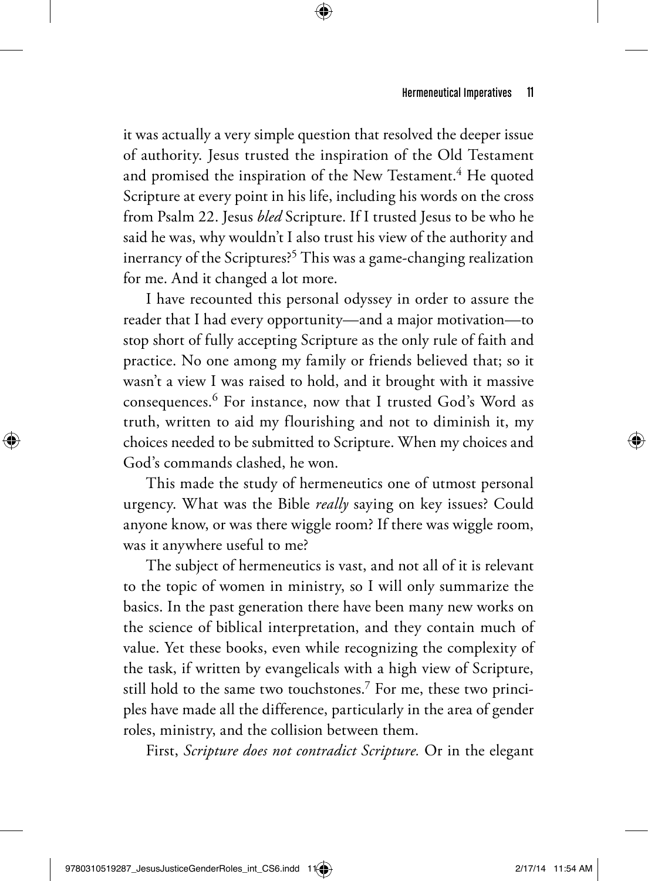it was actually a very simple question that resolved the deeper issue of authority. Jesus trusted the inspiration of the Old Testament and promised the inspiration of the New Testament.[4] He quoted Scripture at every point in his life, including his words on the cross from Psalm 22. Jesus *bled* Scripture. If I trusted Jesus to be who he said he was, why wouldn't I also trust his view of the authority and inerrancy of the Scriptures?[5] This was a game-changing realization for me. And it changed a lot more.

I have recounted this personal odyssey in order to assure the reader that I had every opportunity—and a major motivation—to stop short of fully accepting Scripture as the only rule of faith and practice. No one among my family or friends believed that; so it wasn't a view I was raised to hold, and it brought with it massive consequences.[6] For instance, now that I trusted God's Word as truth, written to aid my flourishing and not to diminish it, my choices needed to be submitted to Scripture. When my choices and God's commands clashed, he won.

This made the study of hermeneutics one of utmost personal urgency. What was the Bible *really* saying on key issues? Could anyone know, or was there wiggle room? If there was wiggle room, was it anywhere useful to me?

The subject of hermeneutics is vast, and not all of it is relevant to the topic of women in ministry, so I will only summarize the basics. In the past generation there have been many new works on the science of biblical interpretation, and they contain much of value. Yet these books, even while recognizing the complexity of the task, if written by evangelicals with a high view of Scripture, still hold to the same two touchstones.[7] For me, these two principles have made all the difference, particularly in the area of gender roles, ministry, and the collision between them.

First, *Scripture does not contradict Scripture.* Or in the elegant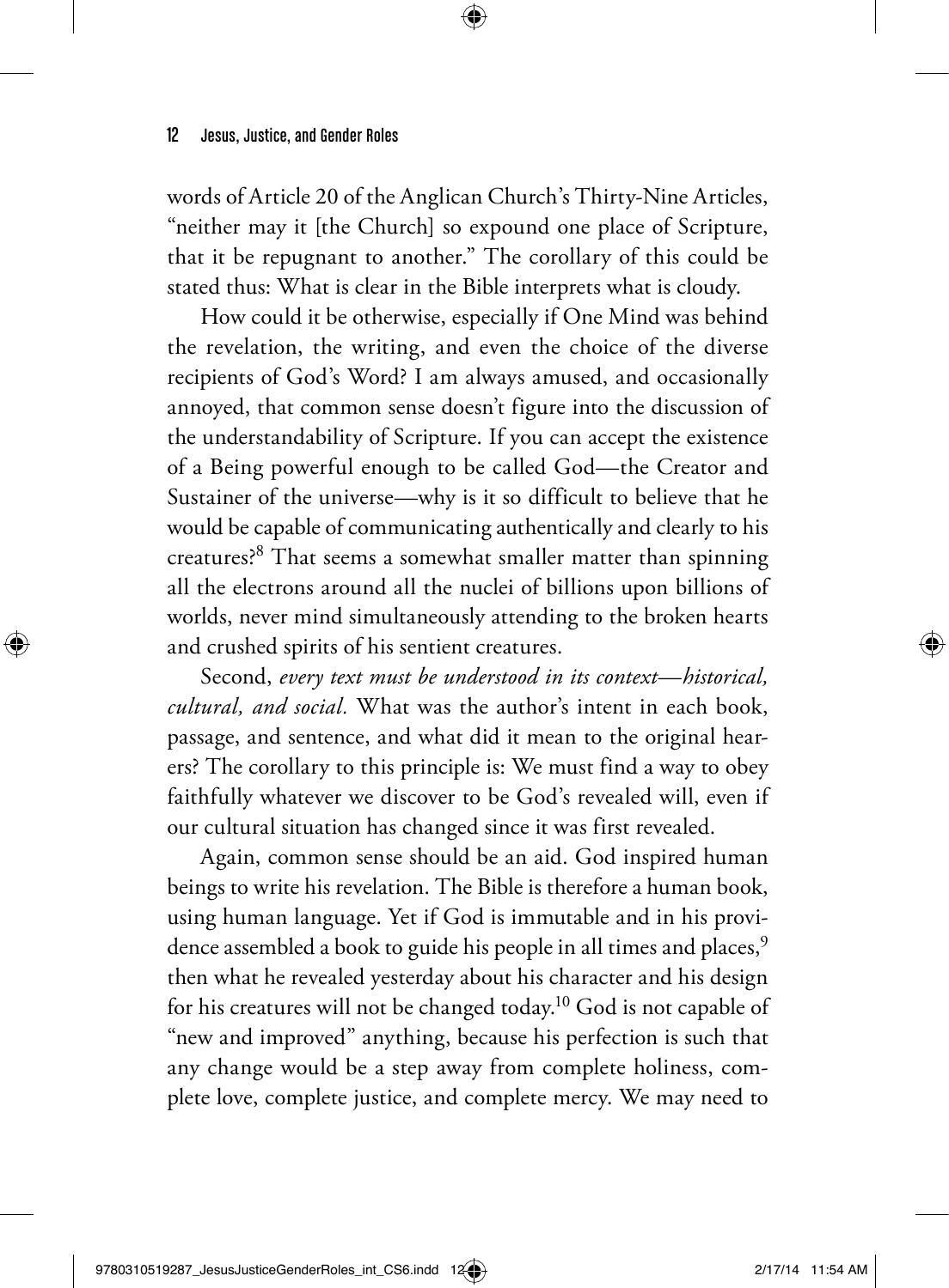words of Article 20 of the Anglican Church's Thirty-Nine Articles, "neither may it [the Church] so expound one place of Scripture, that it be repugnant to another." The corollary of this could be stated thus: What is clear in the Bible interprets what is cloudy.

How could it be otherwise, especially if One Mind was behind the revelation, the writing, and even the choice of the diverse recipients of God's Word? I am always amused, and occasionally annoyed, that common sense doesn't figure into the discussion of the understandability of Scripture. If you can accept the existence of a Being powerful enough to be called God—the Creator and Sustainer of the universe—why is it so difficult to believe that he would be capable of communicating authentically and clearly to his creatures?[8] That seems a somewhat smaller matter than spinning all the electrons around all the nuclei of billions upon billions of worlds, never mind simultaneously attending to the broken hearts and crushed spirits of his sentient creatures.

Second, *every text must be understood in its context—historical, cultural, and social.* What was the author's intent in each book, passage, and sentence, and what did it mean to the original hearers? The corollary to this principle is: We must find a way to obey faithfully whatever we discover to be God's revealed will, even if our cultural situation has changed since it was first revealed.

Again, common sense should be an aid. God inspired human beings to write his revelation. The Bible is therefore a human book, using human language. Yet if God is immutable and in his providence assembled a book to guide his people in all times and places,[9] then what he revealed yesterday about his character and his design for his creatures will not be changed today.[10] God is not capable of "new and improved" anything, because his perfection is such that any change would be a step away from complete holiness, complete love, complete justice, and complete mercy. We may need to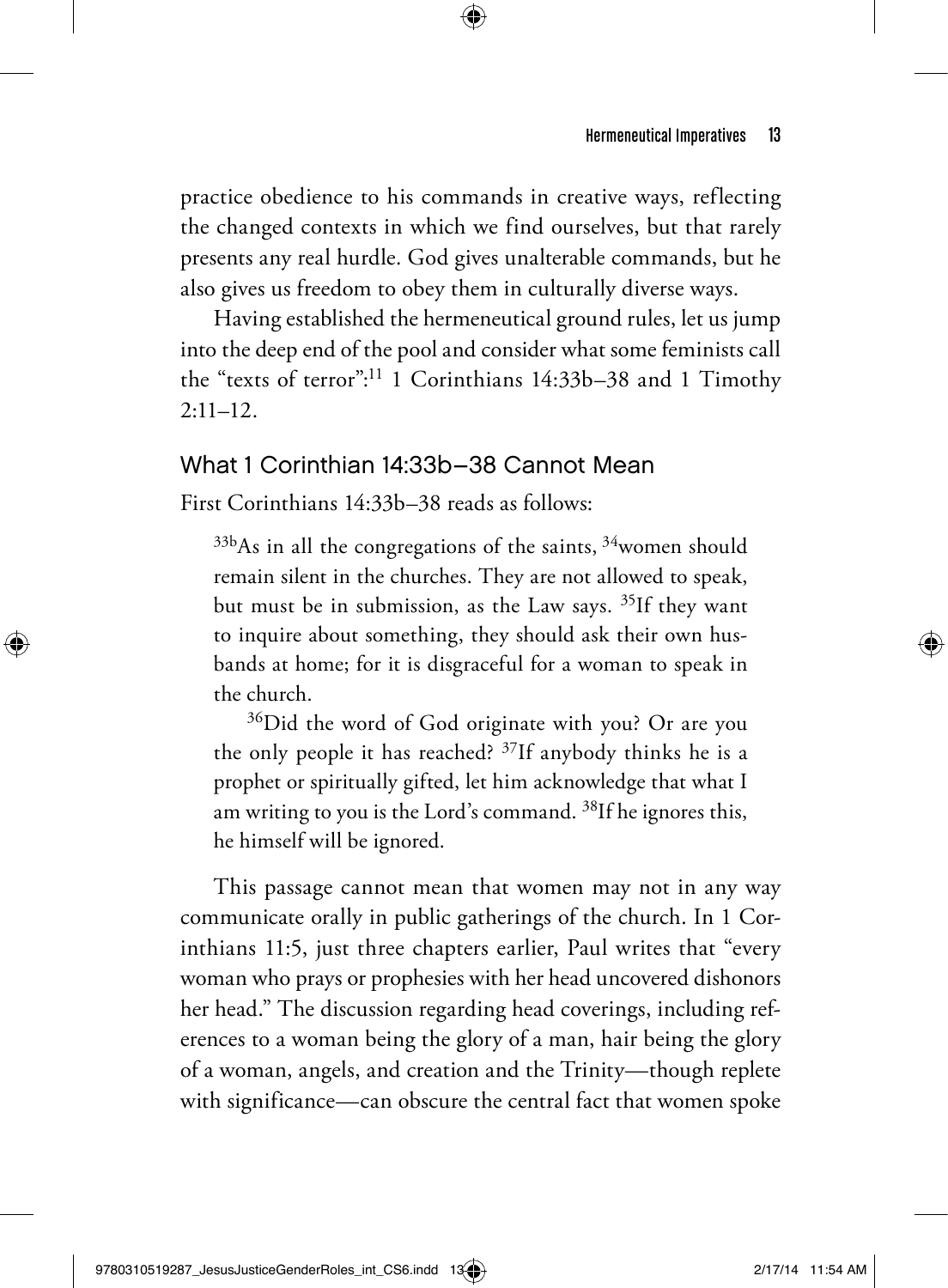practice obedience to his commands in creative ways, reflecting the changed contexts in which we find ourselves, but that rarely presents any real hurdle. God gives unalterable commands, but he also gives us freedom to obey them in culturally diverse ways.

Having established the hermeneutical ground rules, let us jump into the deep end of the pool and consider what some feminists call the "texts of terror":[11] 1 Corinthians 14:33b–38 and 1 Timothy 2:11–12.

## What 1 Corinthian 14:33b–38 Cannot Mean

First Corinthians 14:33b–38 reads as follows:

> [33b]As in all the congregations of the saints, [34]women should remain silent in the churches. They are not allowed to speak, but must be in submission, as the Law says. [35]If they want to inquire about something, they should ask their own husbands at home; for it is disgraceful for a woman to speak in the church.
>
> [36]Did the word of God originate with you? Or are you the only people it has reached? [37]If anybody thinks he is a prophet or spiritually gifted, let him acknowledge that what I am writing to you is the Lord's command. [38]If he ignores this, he himself will be ignored.

This passage cannot mean that women may not in any way communicate orally in public gatherings of the church. In 1 Corinthians 11:5, just three chapters earlier, Paul writes that "every woman who prays or prophesies with her head uncovered dishonors her head." The discussion regarding head coverings, including references to a woman being the glory of a man, hair being the glory of a woman, angels, and creation and the Trinity—though replete with significance—can obscure the central fact that women spoke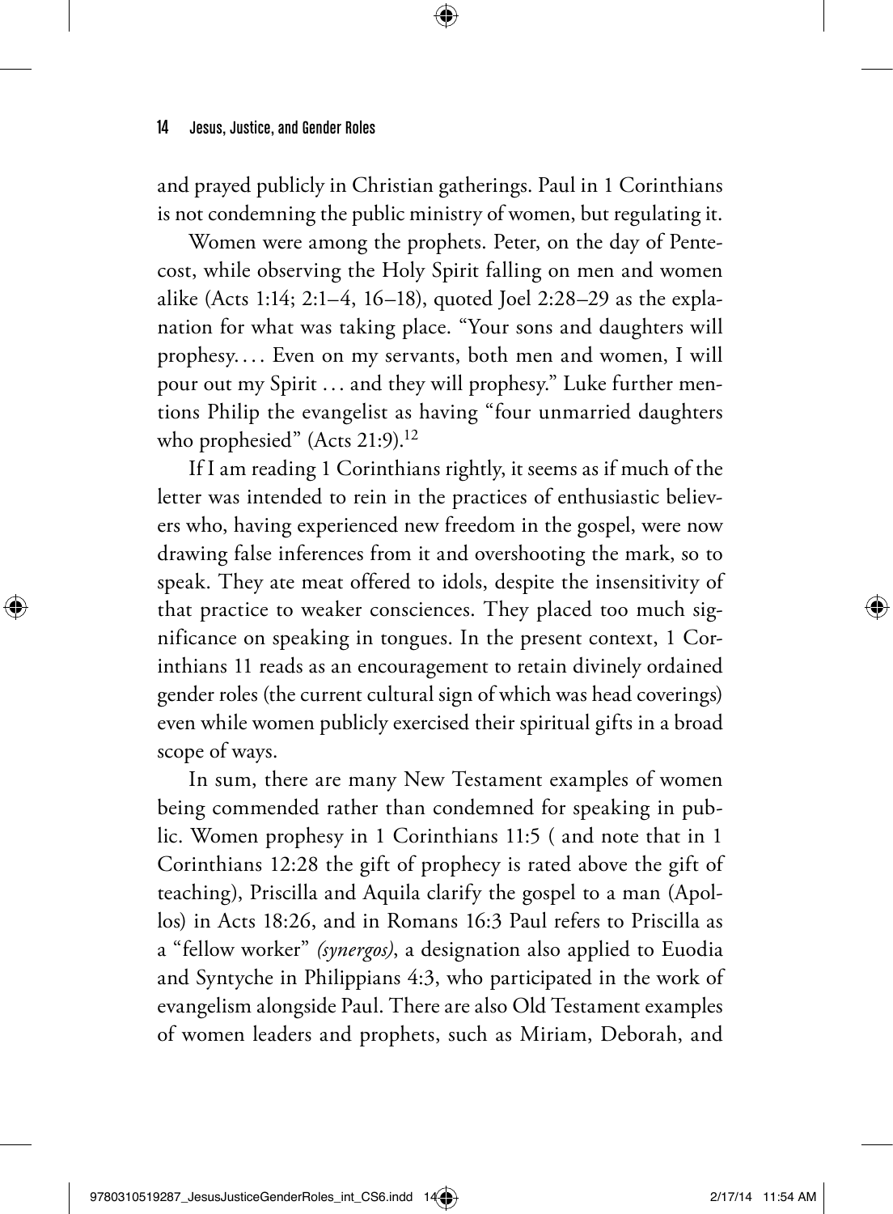and prayed publicly in Christian gatherings. Paul in 1 Corinthians is not condemning the public ministry of women, but regulating it.

Women were among the prophets. Peter, on the day of Pentecost, while observing the Holy Spirit falling on men and women alike (Acts 1:14; 2:1–4, 16–18), quoted Joel 2:28–29 as the explanation for what was taking place. "Your sons and daughters will prophesy. . . . Even on my servants, both men and women, I will pour out my Spirit . . . and they will prophesy." Luke further mentions Philip the evangelist as having "four unmarried daughters who prophesied" (Acts 21:9).[12]

If I am reading 1 Corinthians rightly, it seems as if much of the letter was intended to rein in the practices of enthusiastic believers who, having experienced new freedom in the gospel, were now drawing false inferences from it and overshooting the mark, so to speak. They ate meat offered to idols, despite the insensitivity of that practice to weaker consciences. They placed too much significance on speaking in tongues. In the present context, 1 Corinthians 11 reads as an encouragement to retain divinely ordained gender roles (the current cultural sign of which was head coverings) even while women publicly exercised their spiritual gifts in a broad scope of ways.

In sum, there are many New Testament examples of women being commended rather than condemned for speaking in public. Women prophesy in 1 Corinthians 11:5 ( and note that in 1 Corinthians 12:28 the gift of prophecy is rated above the gift of teaching), Priscilla and Aquila clarify the gospel to a man (Apollos) in Acts 18:26, and in Romans 16:3 Paul refers to Priscilla as a "fellow worker" *(synergos)*, a designation also applied to Euodia and Syntyche in Philippians 4:3, who participated in the work of evangelism alongside Paul. There are also Old Testament examples of women leaders and prophets, such as Miriam, Deborah, and